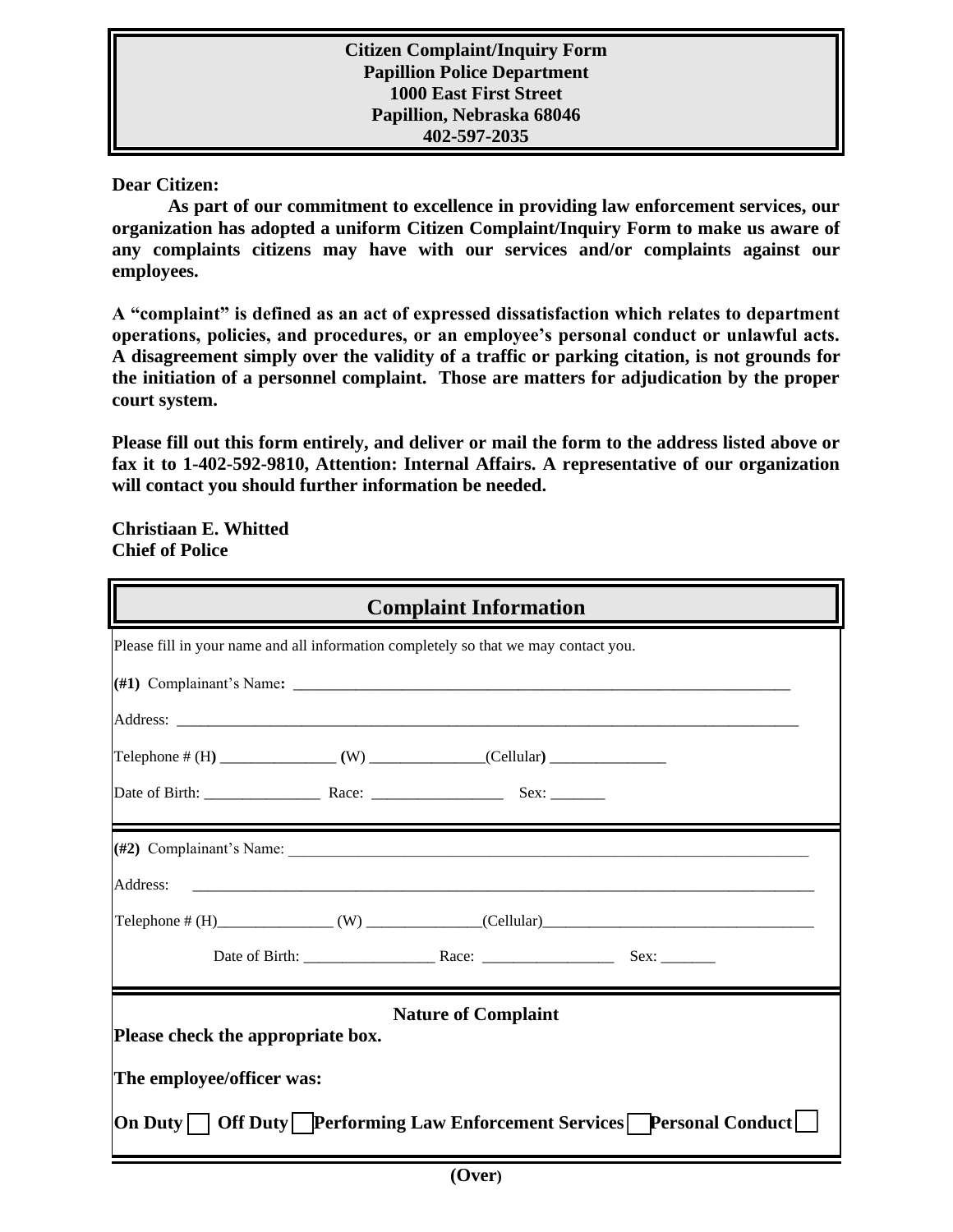**Citizen Complaint/Inquiry Form**
**Papillion Police Department**
**1000 East First Street**
**Papillion, Nebraska 68046**
**402-597-2035**

**Dear Citizen:**

**As part of our commitment to excellence in providing law enforcement services, our organization has adopted a uniform Citizen Complaint/Inquiry Form to make us aware of any complaints citizens may have with our services and/or complaints against our employees.**

**A "complaint" is defined as an act of expressed dissatisfaction which relates to department operations, policies, and procedures, or an employee's personal conduct or unlawful acts. A disagreement simply over the validity of a traffic or parking citation, is not grounds for the initiation of a personnel complaint. Those are matters for adjudication by the proper court system.**

**Please fill out this form entirely, and deliver or mail the form to the address listed above or fax it to 1-402-592-9810, Attention: Internal Affairs. A representative of our organization will contact you should further information be needed.**

**Christiaan E. Whitted**
**Chief of Police**

## Complaint Information

Please fill in your name and all information completely so that we may contact you.

**(#1)** Complainant's Name: ________________________________________________

Address: ________________________________________________

Telephone # (H) _______________ (W) _______________ (Cellular) _______________

Date of Birth: _______________ Race: _______________ Sex: _______

**(#2)** Complainant's Name: ________________________________________________

Address: ________________________________________________

Telephone # (H) _______________ (W) _______________ (Cellular) _______________

Date of Birth: _______________ Race: _______________ Sex: _______

**Nature of Complaint**

**Please check the appropriate box.**

**The employee/officer was:**

**On Duty** ☐ **Off Duty** ☐ **Performing Law Enforcement Services** ☐ **Personal Conduct** ☐

**(Over)**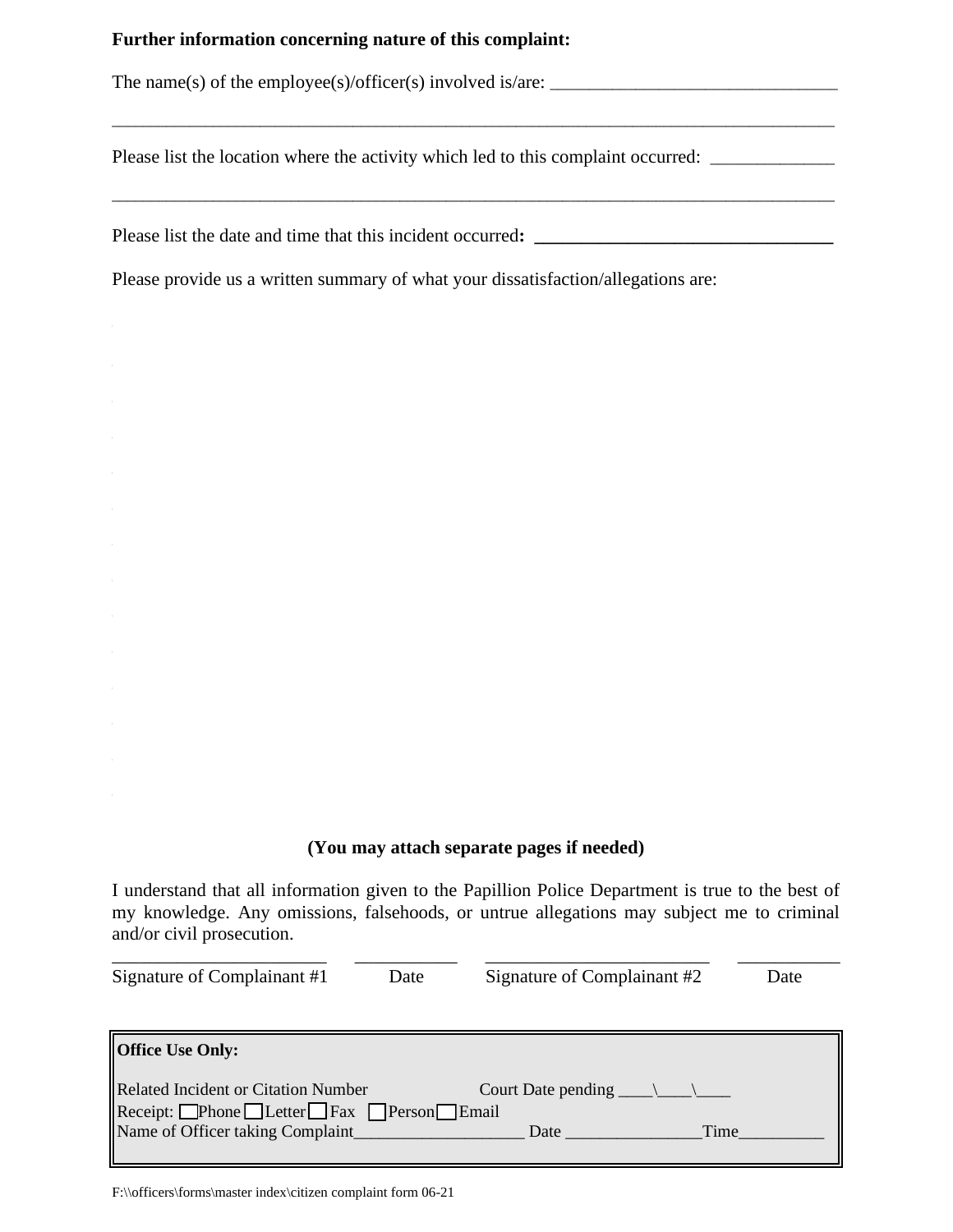**Further information concerning nature of this complaint:**

The name(s) of the employee(s)/officer(s) involved is/are: _______________________________

_______________________________________________________________________________

Please list the location where the activity which led to this complaint occurred: _____________

_______________________________________________________________________________

Please list the date and time that this incident occurred**:** _______________________________

Please provide us a written summary of what your dissatisfaction/allegations are:

**(You may attach separate pages if needed)**

I understand that all information given to the Papillion Police Department is true to the best of my knowledge. Any omissions, falsehoods, or untrue allegations may subject me to criminal and/or civil prosecution.

| | | | |
|---|---|---|---|
| _______________________ | ___________ | ________________________ | ___________ |
| Signature of Complainant #1 | Date | Signature of Complainant #2 | Date |

**Office Use Only:**

Related Incident or Citation Number Court Date pending ____\____\____

Receipt: ☐Phone ☐Letter ☐Fax ☐Person ☐Email

Name of Officer taking Complaint___________________ Date _______________Time_________

F:\\officers\forms\master index\citizen complaint form 06-21